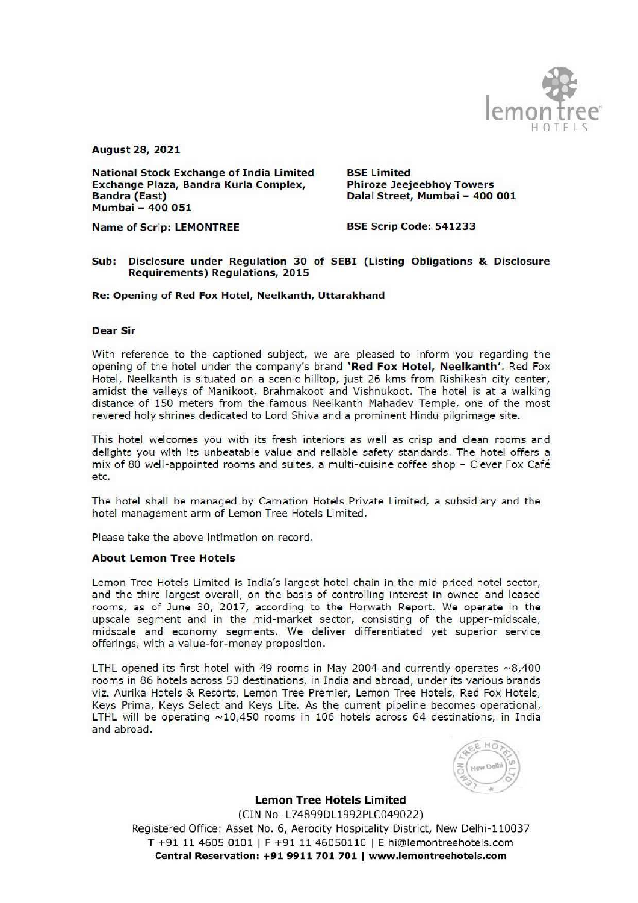August 28, 2021

**National Stock Exchange of India Limited**
**Exchange Plaza, Bandra Kurla Complex,**
**Bandra (East)**
**Mumbai – 400 051**

**Name of Scrip: LEMONTREE**

**BSE Limited**
**Phiroze Jeejeebhoy Towers**
**Dalal Street, Mumbai – 400 001**

**BSE Scrip Code: 541233**

**Sub: Disclosure under Regulation 30 of SEBI (Listing Obligations & Disclosure Requirements) Regulations, 2015**

**Re: Opening of Red Fox Hotel, Neelkanth, Uttarakhand**

**Dear Sir**

With reference to the captioned subject, we are pleased to inform you regarding the opening of the hotel under the company's brand **'Red Fox Hotel, Neelkanth'**. Red Fox Hotel, Neelkanth is situated on a scenic hilltop, just 26 kms from Rishikesh city center, amidst the valleys of Manikoot, Brahmakoot and Vishnukoot. The hotel is at a walking distance of 150 meters from the famous Neelkanth Mahadev Temple, one of the most revered holy shrines dedicated to Lord Shiva and a prominent Hindu pilgrimage site.

This hotel welcomes you with its fresh interiors as well as crisp and clean rooms and delights you with its unbeatable value and reliable safety standards. The hotel offers a mix of 80 well-appointed rooms and suites, a multi-cuisine coffee shop – Clever Fox Café etc.

The hotel shall be managed by Carnation Hotels Private Limited, a subsidiary and the hotel management arm of Lemon Tree Hotels Limited.

Please take the above intimation on record.

**About Lemon Tree Hotels**

Lemon Tree Hotels Limited is India's largest hotel chain in the mid-priced hotel sector, and the third largest overall, on the basis of controlling interest in owned and leased rooms, as of June 30, 2017, according to the Horwath Report. We operate in the upscale segment and in the mid-market sector, consisting of the upper-midscale, midscale and economy segments. We deliver differentiated yet superior service offerings, with a value-for-money proposition.

LTHL opened its first hotel with 49 rooms in May 2004 and currently operates ~8,400 rooms in 86 hotels across 53 destinations, in India and abroad, under its various brands viz. Aurika Hotels & Resorts, Lemon Tree Premier, Lemon Tree Hotels, Red Fox Hotels, Keys Prima, Keys Select and Keys Lite. As the current pipeline becomes operational, LTHL will be operating ~10,450 rooms in 106 hotels across 64 destinations, in India and abroad.

**Lemon Tree Hotels Limited**
(CIN No. L74899DL1992PLC049022)
Registered Office: Asset No. 6, Aerocity Hospitality District, New Delhi-110037
T +91 11 4605 0101 | F +91 11 46050110 | E hi@lemontreehotels.com
**Central Reservation: +91 9911 701 701 | www.lemontreehotels.com**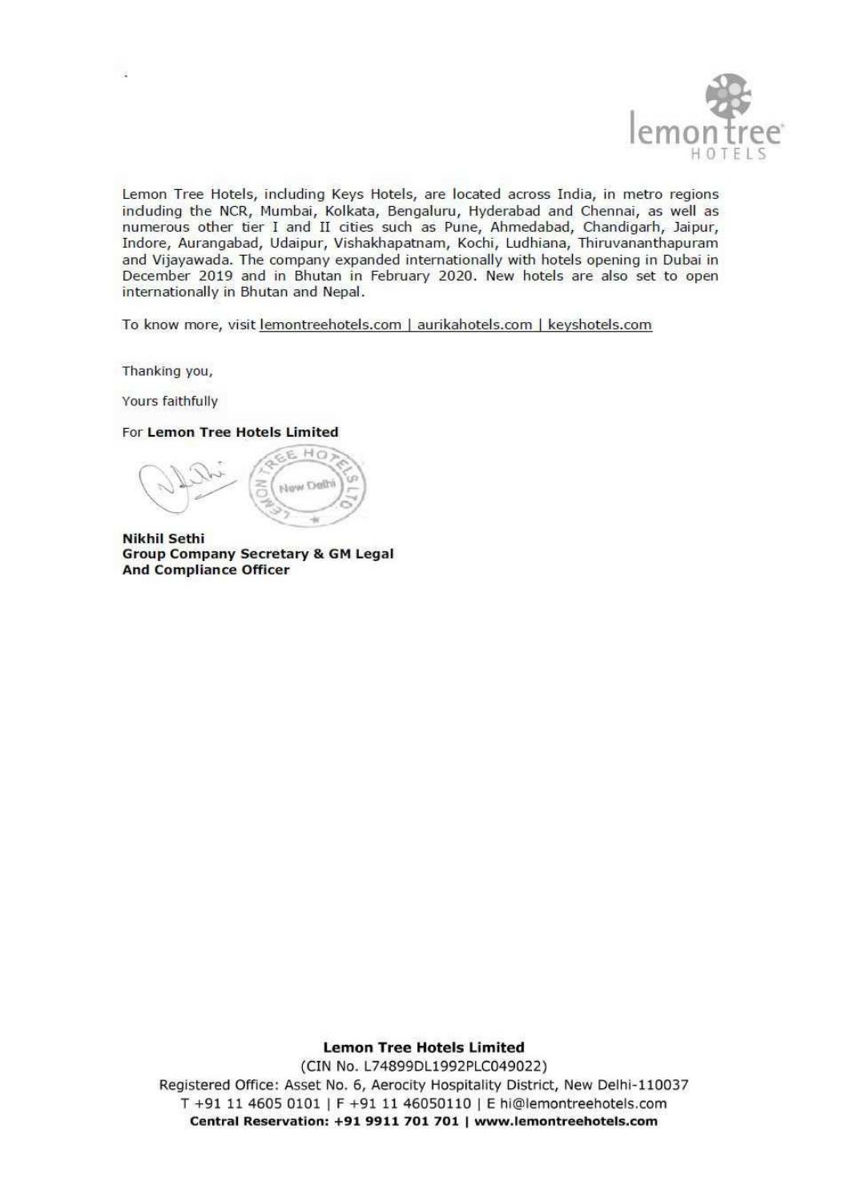Lemon Tree Hotels, including Keys Hotels, are located across India, in metro regions including the NCR, Mumbai, Kolkata, Bengaluru, Hyderabad and Chennai, as well as numerous other tier I and II cities such as Pune, Ahmedabad, Chandigarh, Jaipur, Indore, Aurangabad, Udaipur, Vishakhapatnam, Kochi, Ludhiana, Thiruvananthapuram and Vijayawada. The company expanded internationally with hotels opening in Dubai in December 2019 and in Bhutan in February 2020. New hotels are also set to open internationally in Bhutan and Nepal.

To know more, visit lemontreehotels.com | aurikahotels.com | keyshotels.com

Thanking you,

Yours faithfully

For **Lemon Tree Hotels Limited**

**Nikhil Sethi**
**Group Company Secretary & GM Legal**
**And Compliance Officer**

**Lemon Tree Hotels Limited**
(CIN No. L74899DL1992PLC049022)
Registered Office: Asset No. 6, Aerocity Hospitality District, New Delhi-110037
T +91 11 4605 0101 | F +91 11 46050110 | E hi@lemontreehotels.com
**Central Reservation: +91 9911 701 701 | www.lemontreehotels.com**